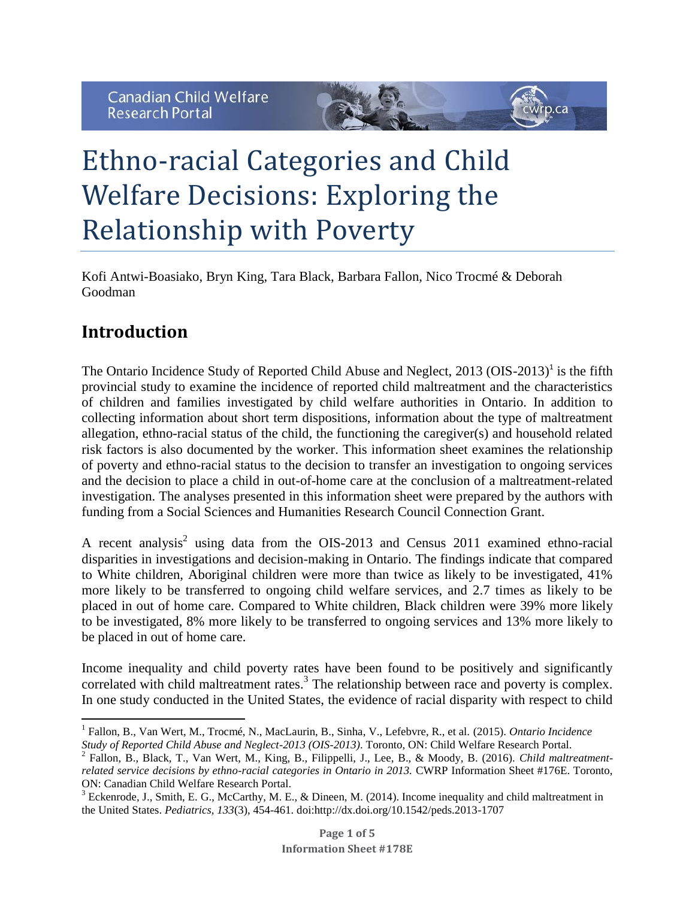# Ethno-racial Categories and Child Welfare Decisions: Exploring the Relationship with Poverty

Kofi Antwi-Boasiako, Bryn King, Tara Black, Barbara Fallon, Nico Trocmé & Deborah Goodman

## Introduction

The Ontario Incidence Study of Reported Child Abuse and Neglect, 2013 (OIS-2013)[1] is the fifth provincial study to examine the incidence of reported child maltreatment and the characteristics of children and families investigated by child welfare authorities in Ontario. In addition to collecting information about short term dispositions, information about the type of maltreatment allegation, ethno-racial status of the child, the functioning the caregiver(s) and household related risk factors is also documented by the worker. This information sheet examines the relationship of poverty and ethno-racial status to the decision to transfer an investigation to ongoing services and the decision to place a child in out-of-home care at the conclusion of a maltreatment-related investigation. The analyses presented in this information sheet were prepared by the authors with funding from a Social Sciences and Humanities Research Council Connection Grant.

A recent analysis[2] using data from the OIS-2013 and Census 2011 examined ethno-racial disparities in investigations and decision-making in Ontario. The findings indicate that compared to White children, Aboriginal children were more than twice as likely to be investigated, 41% more likely to be transferred to ongoing child welfare services, and 2.7 times as likely to be placed in out of home care. Compared to White children, Black children were 39% more likely to be investigated, 8% more likely to be transferred to ongoing services and 13% more likely to be placed in out of home care.

Income inequality and child poverty rates have been found to be positively and significantly correlated with child maltreatment rates.[3] The relationship between race and poverty is complex. In one study conducted in the United States, the evidence of racial disparity with respect to child

---

[1] Fallon, B., Van Wert, M., Trocmé, N., MacLaurin, B., Sinha, V., Lefebvre, R., et al. (2015). *Ontario Incidence Study of Reported Child Abuse and Neglect-2013 (OIS-2013)*. Toronto, ON: Child Welfare Research Portal.

[2] Fallon, B., Black, T., Van Wert, M., King, B., Filippelli, J., Lee, B., & Moody, B. (2016). *Child maltreatment-related service decisions by ethno-racial categories in Ontario in 2013.* CWRP Information Sheet #176E. Toronto, ON: Canadian Child Welfare Research Portal.

[3] Eckenrode, J., Smith, E. G., McCarthy, M. E., & Dineen, M. (2014). Income inequality and child maltreatment in the United States. *Pediatrics, 133*(3), 454-461. doi:http://dx.doi.org/10.1542/peds.2013-1707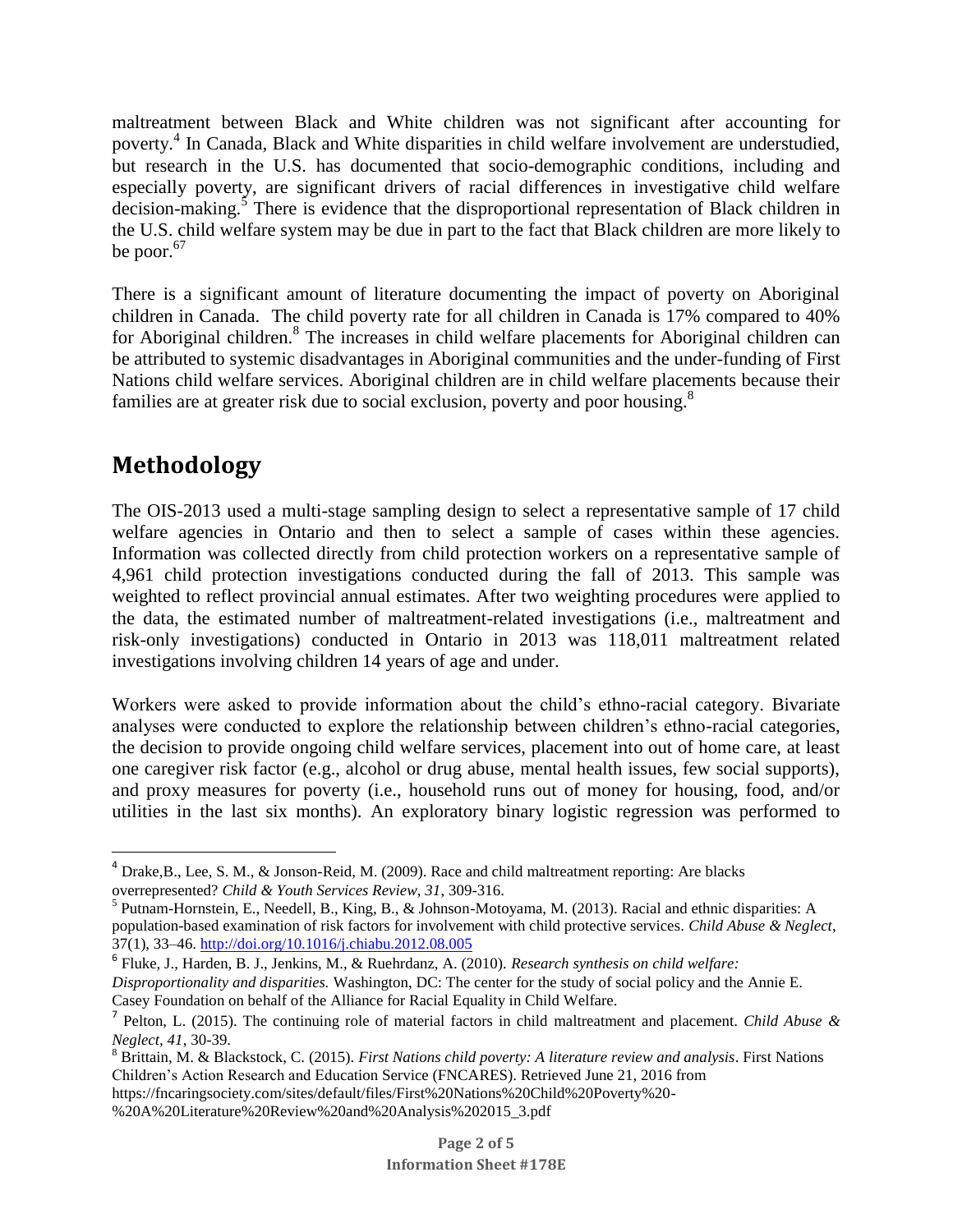maltreatment between Black and White children was not significant after accounting for poverty.[4] In Canada, Black and White disparities in child welfare involvement are understudied, but research in the U.S. has documented that socio-demographic conditions, including and especially poverty, are significant drivers of racial differences in investigative child welfare decision-making.[5] There is evidence that the disproportional representation of Black children in the U.S. child welfare system may be due in part to the fact that Black children are more likely to be poor.[6,7]

There is a significant amount of literature documenting the impact of poverty on Aboriginal children in Canada. The child poverty rate for all children in Canada is 17% compared to 40% for Aboriginal children.[8] The increases in child welfare placements for Aboriginal children can be attributed to systemic disadvantages in Aboriginal communities and the under-funding of First Nations child welfare services. Aboriginal children are in child welfare placements because their families are at greater risk due to social exclusion, poverty and poor housing.[8]

## Methodology

The OIS-2013 used a multi-stage sampling design to select a representative sample of 17 child welfare agencies in Ontario and then to select a sample of cases within these agencies. Information was collected directly from child protection workers on a representative sample of 4,961 child protection investigations conducted during the fall of 2013. This sample was weighted to reflect provincial annual estimates. After two weighting procedures were applied to the data, the estimated number of maltreatment-related investigations (i.e., maltreatment and risk-only investigations) conducted in Ontario in 2013 was 118,011 maltreatment related investigations involving children 14 years of age and under.

Workers were asked to provide information about the child's ethno-racial category. Bivariate analyses were conducted to explore the relationship between children's ethno-racial categories, the decision to provide ongoing child welfare services, placement into out of home care, at least one caregiver risk factor (e.g., alcohol or drug abuse, mental health issues, few social supports), and proxy measures for poverty (i.e., household runs out of money for housing, food, and/or utilities in the last six months). An exploratory binary logistic regression was performed to

---

[4] Drake, B., Lee, S. M., & Jonson-Reid, M. (2009). Race and child maltreatment reporting: Are blacks overrepresented? *Child & Youth Services Review, 31*, 309-316.

[5] Putnam-Hornstein, E., Needell, B., King, B., & Johnson-Motoyama, M. (2013). Racial and ethnic disparities: A population-based examination of risk factors for involvement with child protective services. *Child Abuse & Neglect*, 37(1), 33–46. http://doi.org/10.1016/j.chiabu.2012.08.005

[6] Fluke, J., Harden, B. J., Jenkins, M., & Ruehrdanz, A. (2010). *Research synthesis on child welfare: Disproportionality and disparities.* Washington, DC: The center for the study of social policy and the Annie E. Casey Foundation on behalf of the Alliance for Racial Equality in Child Welfare.

[7] Pelton, L. (2015). The continuing role of material factors in child maltreatment and placement. *Child Abuse & Neglect, 41*, 30-39.

[8] Brittain, M. & Blackstock, C. (2015). *First Nations child poverty: A literature review and analysis*. First Nations Children's Action Research and Education Service (FNCARES). Retrieved June 21, 2016 from https://fncaringsociety.com/sites/default/files/First%20Nations%20Child%20Poverty%20-%20A%20Literature%20Review%20and%20Analysis%202015_3.pdf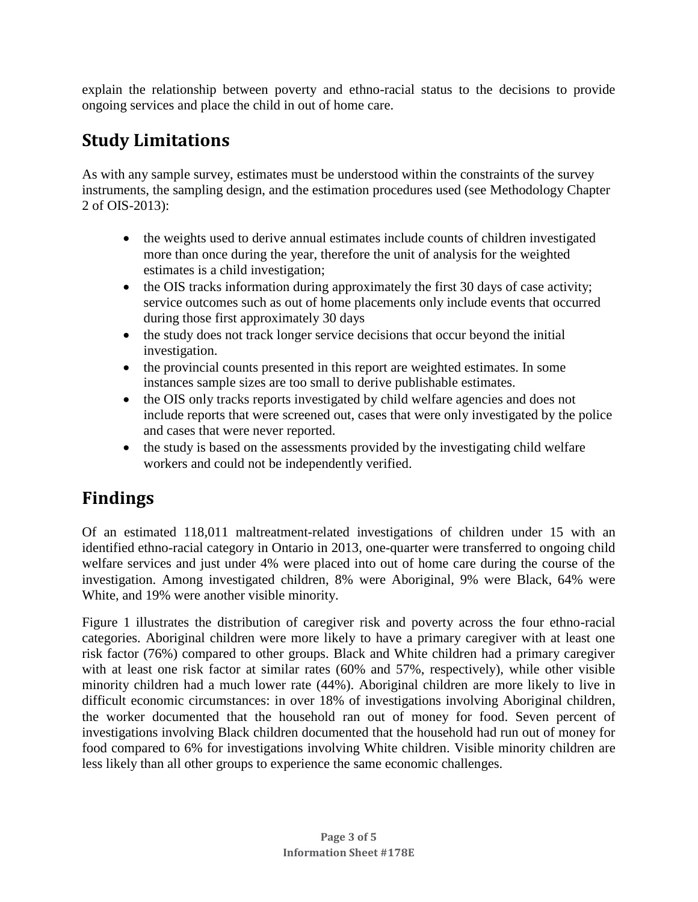explain the relationship between poverty and ethno-racial status to the decisions to provide ongoing services and place the child in out of home care.

## Study Limitations

As with any sample survey, estimates must be understood within the constraints of the survey instruments, the sampling design, and the estimation procedures used (see Methodology Chapter 2 of OIS-2013):

- the weights used to derive annual estimates include counts of children investigated more than once during the year, therefore the unit of analysis for the weighted estimates is a child investigation;
- the OIS tracks information during approximately the first 30 days of case activity; service outcomes such as out of home placements only include events that occurred during those first approximately 30 days
- the study does not track longer service decisions that occur beyond the initial investigation.
- the provincial counts presented in this report are weighted estimates. In some instances sample sizes are too small to derive publishable estimates.
- the OIS only tracks reports investigated by child welfare agencies and does not include reports that were screened out, cases that were only investigated by the police and cases that were never reported.
- the study is based on the assessments provided by the investigating child welfare workers and could not be independently verified.

## Findings

Of an estimated 118,011 maltreatment-related investigations of children under 15 with an identified ethno-racial category in Ontario in 2013, one-quarter were transferred to ongoing child welfare services and just under 4% were placed into out of home care during the course of the investigation. Among investigated children, 8% were Aboriginal, 9% were Black, 64% were White, and 19% were another visible minority.

Figure 1 illustrates the distribution of caregiver risk and poverty across the four ethno-racial categories. Aboriginal children were more likely to have a primary caregiver with at least one risk factor (76%) compared to other groups. Black and White children had a primary caregiver with at least one risk factor at similar rates (60% and 57%, respectively), while other visible minority children had a much lower rate (44%). Aboriginal children are more likely to live in difficult economic circumstances: in over 18% of investigations involving Aboriginal children, the worker documented that the household ran out of money for food. Seven percent of investigations involving Black children documented that the household had run out of money for food compared to 6% for investigations involving White children. Visible minority children are less likely than all other groups to experience the same economic challenges.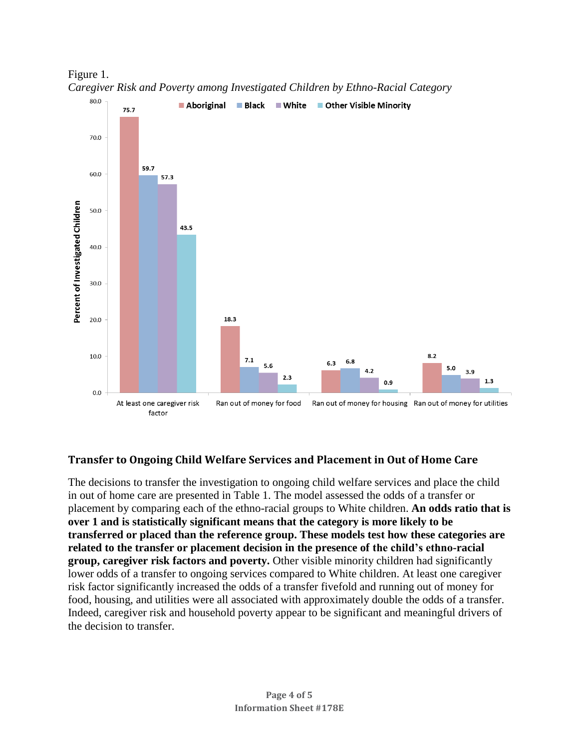Figure 1.

*Caregiver Risk and Poverty among Investigated Children by Ethno-Racial Category*

| Percent of Investigated Children | Aboriginal | Black | White | Other Visible Minority |
|---|---|---|---|---|
| At least one caregiver risk factor | 75.7 | 59.7 | 57.3 | 43.5 |
| Ran out of money for food | 18.3 | 7.1 | 5.6 | 2.3 |
| Ran out of money for housing | 6.3 | 6.8 | 4.2 | 0.9 |
| Ran out of money for utilities | 8.2 | 5.0 | 3.9 | 1.3 |

## Transfer to Ongoing Child Welfare Services and Placement in Out of Home Care

The decisions to transfer the investigation to ongoing child welfare services and place the child in out of home care are presented in Table 1. The model assessed the odds of a transfer or placement by comparing each of the ethno-racial groups to White children. **An odds ratio that is over 1 and is statistically significant means that the category is more likely to be transferred or placed than the reference group. These models test how these categories are related to the transfer or placement decision in the presence of the child's ethno-racial group, caregiver risk factors and poverty.** Other visible minority children had significantly lower odds of a transfer to ongoing services compared to White children. At least one caregiver risk factor significantly increased the odds of a transfer fivefold and running out of money for food, housing, and utilities were all associated with approximately double the odds of a transfer. Indeed, caregiver risk and household poverty appear to be significant and meaningful drivers of the decision to transfer.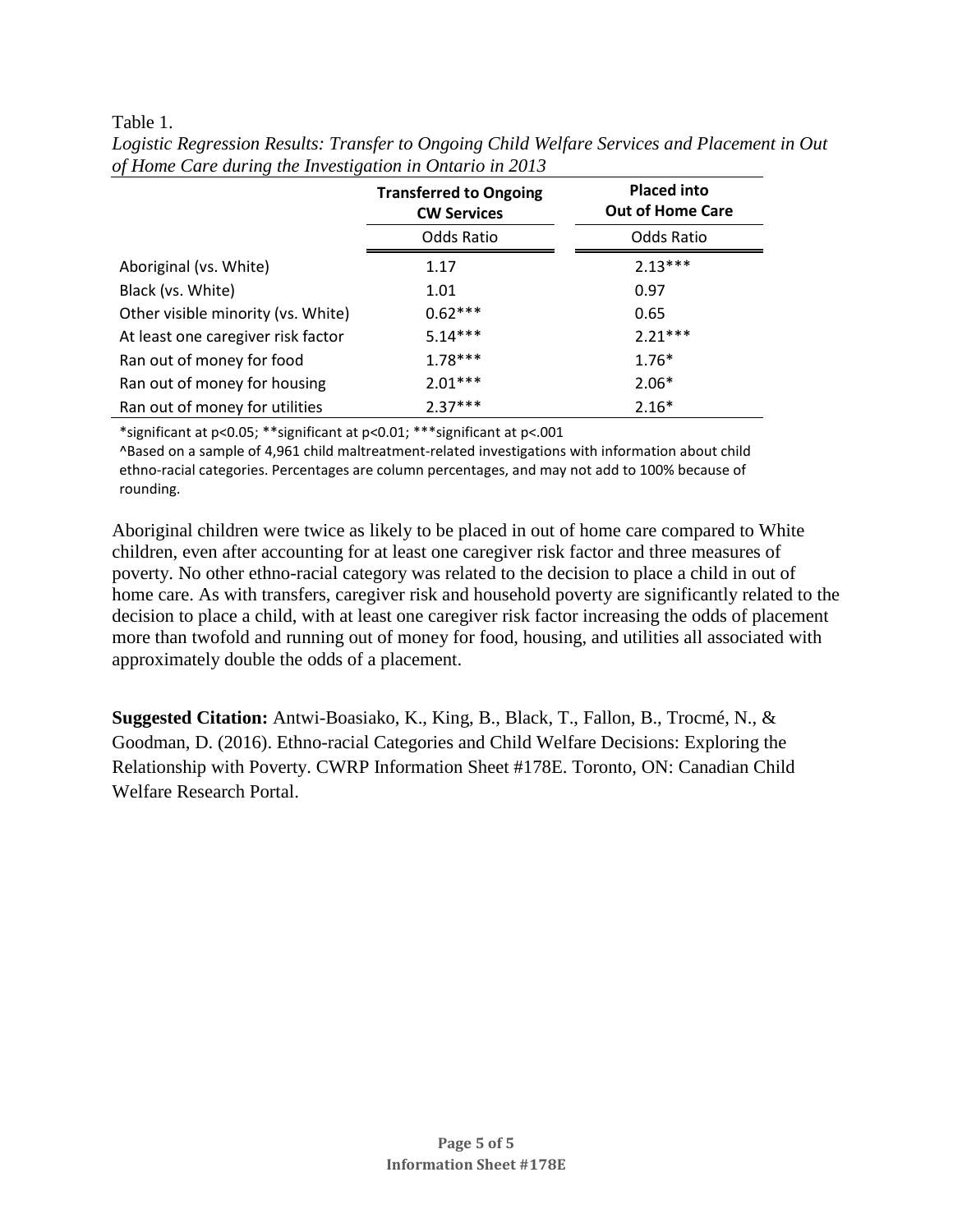Table 1.

*Logistic Regression Results: Transfer to Ongoing Child Welfare Services and Placement in Out of Home Care during the Investigation in Ontario in 2013*

| | **Transferred to Ongoing CW Services** | **Placed into Out of Home Care** |
|---|---|---|
| | Odds Ratio | Odds Ratio |
| Aboriginal (vs. White) | 1.17 | 2.13*** |
| Black (vs. White) | 1.01 | 0.97 |
| Other visible minority (vs. White) | 0.62*** | 0.65 |
| At least one caregiver risk factor | 5.14*** | 2.21*** |
| Ran out of money for food | 1.78*** | 1.76* |
| Ran out of money for housing | 2.01*** | 2.06* |
| Ran out of money for utilities | 2.37*** | 2.16* |

*significant at p<0.05; **significant at p<0.01; ***significant at p<.001

^Based on a sample of 4,961 child maltreatment-related investigations with information about child ethno-racial categories. Percentages are column percentages, and may not add to 100% because of rounding.

Aboriginal children were twice as likely to be placed in out of home care compared to White children, even after accounting for at least one caregiver risk factor and three measures of poverty. No other ethno-racial category was related to the decision to place a child in out of home care. As with transfers, caregiver risk and household poverty are significantly related to the decision to place a child, with at least one caregiver risk factor increasing the odds of placement more than twofold and running out of money for food, housing, and utilities all associated with approximately double the odds of a placement.

**Suggested Citation:** Antwi-Boasiako, K., King, B., Black, T., Fallon, B., Trocmé, N., & Goodman, D. (2016). Ethno-racial Categories and Child Welfare Decisions: Exploring the Relationship with Poverty. CWRP Information Sheet #178E. Toronto, ON: Canadian Child Welfare Research Portal.